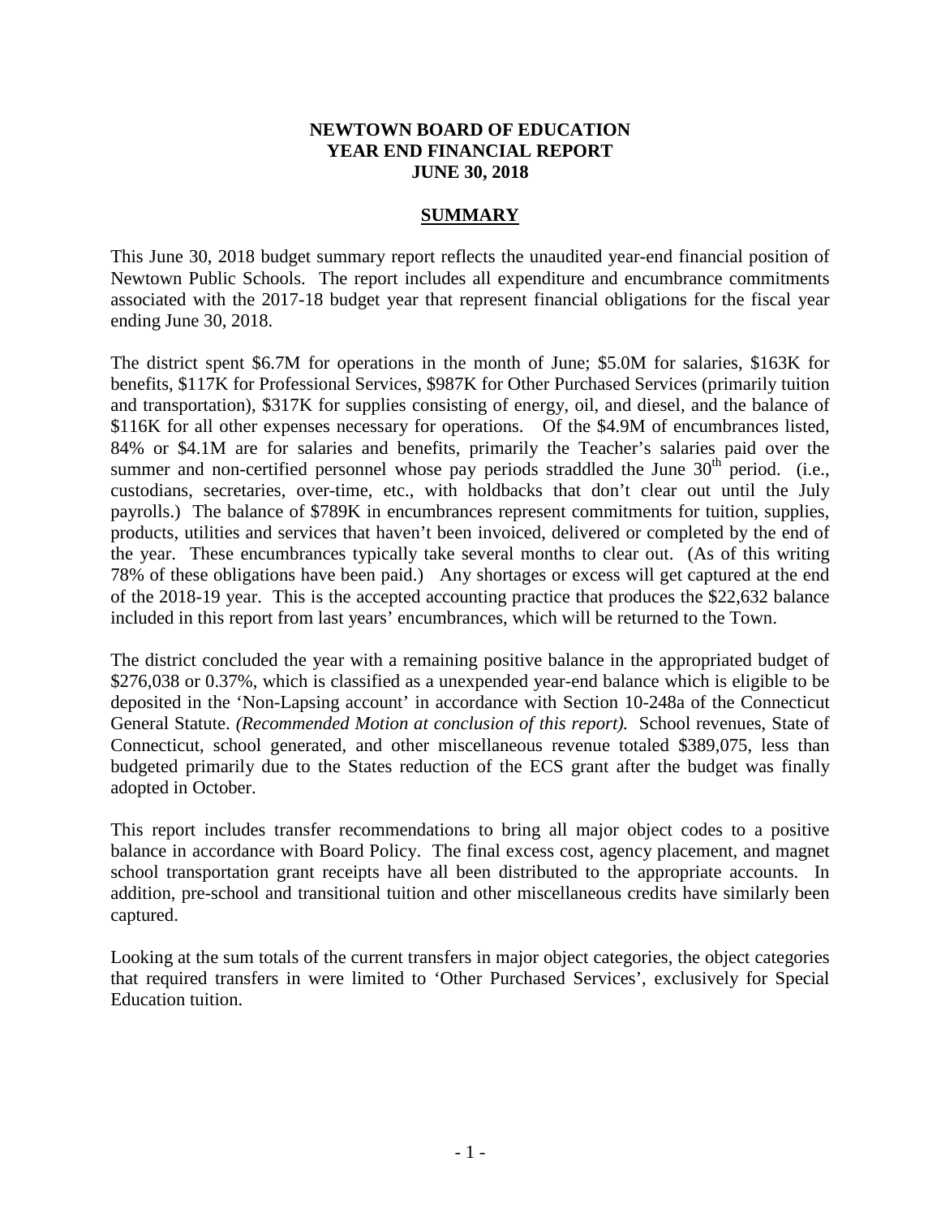**NEWTOWN BOARD OF EDUCATION**
**YEAR END FINANCIAL REPORT**
**JUNE 30, 2018**

## SUMMARY

This June 30, 2018 budget summary report reflects the unaudited year-end financial position of Newtown Public Schools. The report includes all expenditure and encumbrance commitments associated with the 2017-18 budget year that represent financial obligations for the fiscal year ending June 30, 2018.

The district spent \$6.7M for operations in the month of June; \$5.0M for salaries, \$163K for benefits, \$117K for Professional Services, \$987K for Other Purchased Services (primarily tuition and transportation), \$317K for supplies consisting of energy, oil, and diesel, and the balance of \$116K for all other expenses necessary for operations. Of the \$4.9M of encumbrances listed, 84% or \$4.1M are for salaries and benefits, primarily the Teacher's salaries paid over the summer and non-certified personnel whose pay periods straddled the June 30th period. (i.e., custodians, secretaries, over-time, etc., with holdbacks that don't clear out until the July payrolls.) The balance of \$789K in encumbrances represent commitments for tuition, supplies, products, utilities and services that haven't been invoiced, delivered or completed by the end of the year. These encumbrances typically take several months to clear out. (As of this writing 78% of these obligations have been paid.) Any shortages or excess will get captured at the end of the 2018-19 year. This is the accepted accounting practice that produces the \$22,632 balance included in this report from last years' encumbrances, which will be returned to the Town.

The district concluded the year with a remaining positive balance in the appropriated budget of \$276,038 or 0.37%, which is classified as a unexpended year-end balance which is eligible to be deposited in the 'Non-Lapsing account' in accordance with Section 10-248a of the Connecticut General Statute. *(Recommended Motion at conclusion of this report).* School revenues, State of Connecticut, school generated, and other miscellaneous revenue totaled \$389,075, less than budgeted primarily due to the States reduction of the ECS grant after the budget was finally adopted in October.

This report includes transfer recommendations to bring all major object codes to a positive balance in accordance with Board Policy. The final excess cost, agency placement, and magnet school transportation grant receipts have all been distributed to the appropriate accounts. In addition, pre-school and transitional tuition and other miscellaneous credits have similarly been captured.

Looking at the sum totals of the current transfers in major object categories, the object categories that required transfers in were limited to 'Other Purchased Services', exclusively for Special Education tuition.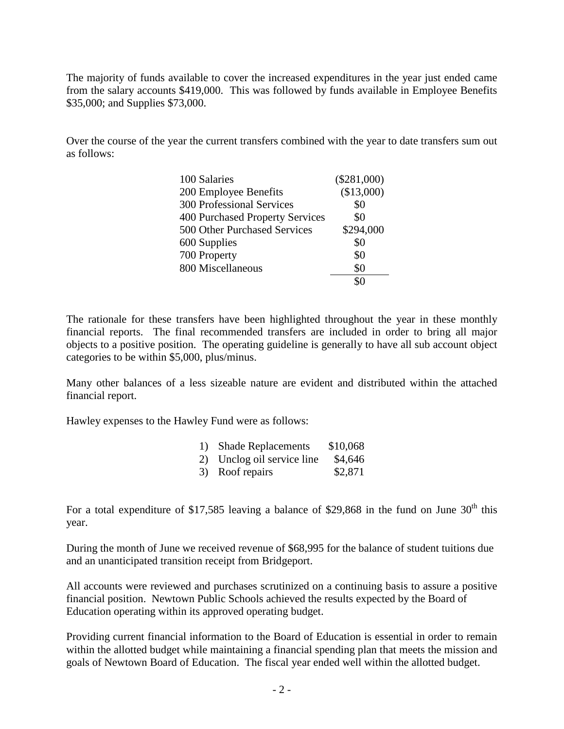The majority of funds available to cover the increased expenditures in the year just ended came from the salary accounts $419,000. This was followed by funds available in Employee Benefits $35,000; and Supplies $73,000.

Over the course of the year the current transfers combined with the year to date transfers sum out as follows:

| | |
|---|---|
| 100 Salaries | ($281,000) |
| 200 Employee Benefits | ($13,000) |
| 300 Professional Services | $0 |
| 400 Purchased Property Services | $0 |
| 500 Other Purchased Services | $294,000 |
| 600 Supplies | $0 |
| 700 Property | $0 |
| 800 Miscellaneous | $0 |
| | $0 |

The rationale for these transfers have been highlighted throughout the year in these monthly financial reports. The final recommended transfers are included in order to bring all major objects to a positive position. The operating guideline is generally to have all sub account object categories to be within $5,000, plus/minus.

Many other balances of a less sizeable nature are evident and distributed within the attached financial report.

Hawley expenses to the Hawley Fund were as follows:

1) Shade Replacements $10,068
2) Unclog oil service line $4,646
3) Roof repairs $2,871

For a total expenditure of $17,585 leaving a balance of $29,868 in the fund on June 30th this year.

During the month of June we received revenue of $68,995 for the balance of student tuitions due and an unanticipated transition receipt from Bridgeport.

All accounts were reviewed and purchases scrutinized on a continuing basis to assure a positive financial position. Newtown Public Schools achieved the results expected by the Board of Education operating within its approved operating budget.

Providing current financial information to the Board of Education is essential in order to remain within the allotted budget while maintaining a financial spending plan that meets the mission and goals of Newtown Board of Education. The fiscal year ended well within the allotted budget.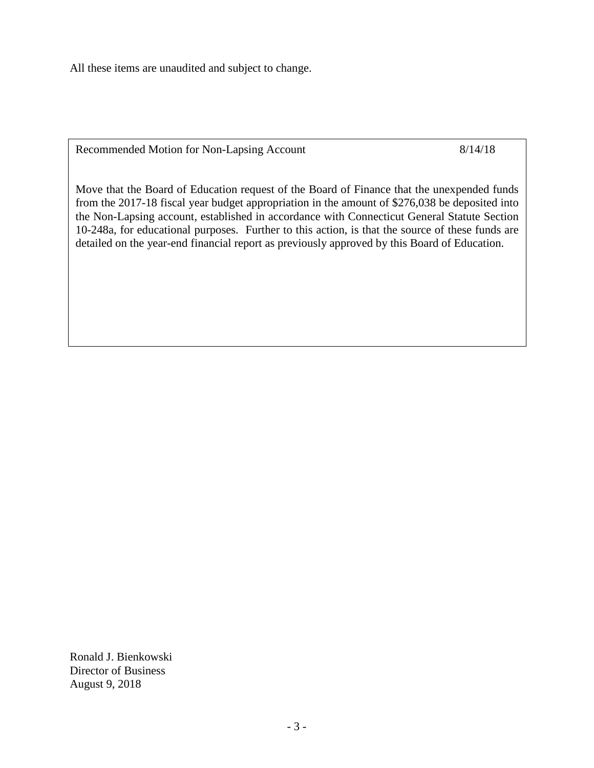All these items are unaudited and subject to change.

Recommended Motion for Non-Lapsing Account 8/14/18

Move that the Board of Education request of the Board of Finance that the unexpended funds from the 2017-18 fiscal year budget appropriation in the amount of $276,038 be deposited into the Non-Lapsing account, established in accordance with Connecticut General Statute Section 10-248a, for educational purposes. Further to this action, is that the source of these funds are detailed on the year-end financial report as previously approved by this Board of Education.

Ronald J. Bienkowski
Director of Business
August 9, 2018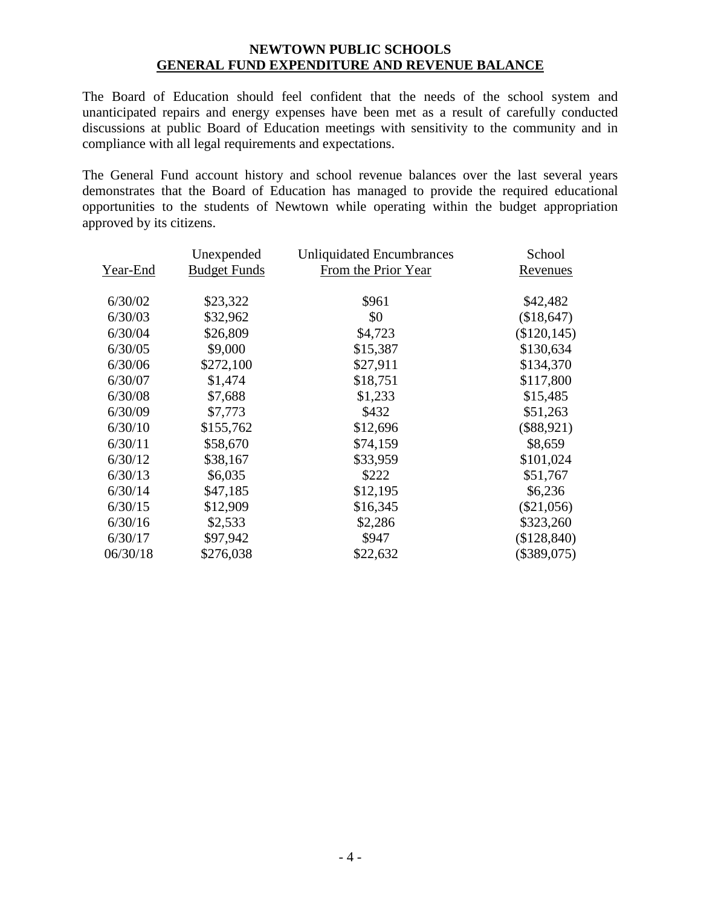**NEWTOWN PUBLIC SCHOOLS**
**GENERAL FUND EXPENDITURE AND REVENUE BALANCE**

The Board of Education should feel confident that the needs of the school system and unanticipated repairs and energy expenses have been met as a result of carefully conducted discussions at public Board of Education meetings with sensitivity to the community and in compliance with all legal requirements and expectations.

The General Fund account history and school revenue balances over the last several years demonstrates that the Board of Education has managed to provide the required educational opportunities to the students of Newtown while operating within the budget appropriation approved by its citizens.

| Year-End | Unexpended Budget Funds | Unliquidated Encumbrances From the Prior Year | School Revenues |
|---|---|---|---|
| 6/30/02 | $23,322 | $961 | $42,482 |
| 6/30/03 | $32,962 | $0 | ($18,647) |
| 6/30/04 | $26,809 | $4,723 | ($120,145) |
| 6/30/05 | $9,000 | $15,387 | $130,634 |
| 6/30/06 | $272,100 | $27,911 | $134,370 |
| 6/30/07 | $1,474 | $18,751 | $117,800 |
| 6/30/08 | $7,688 | $1,233 | $15,485 |
| 6/30/09 | $7,773 | $432 | $51,263 |
| 6/30/10 | $155,762 | $12,696 | ($88,921) |
| 6/30/11 | $58,670 | $74,159 | $8,659 |
| 6/30/12 | $38,167 | $33,959 | $101,024 |
| 6/30/13 | $6,035 | $222 | $51,767 |
| 6/30/14 | $47,185 | $12,195 | $6,236 |
| 6/30/15 | $12,909 | $16,345 | ($21,056) |
| 6/30/16 | $2,533 | $2,286 | $323,260 |
| 6/30/17 | $97,942 | $947 | ($128,840) |
| 06/30/18 | $276,038 | $22,632 | ($389,075) |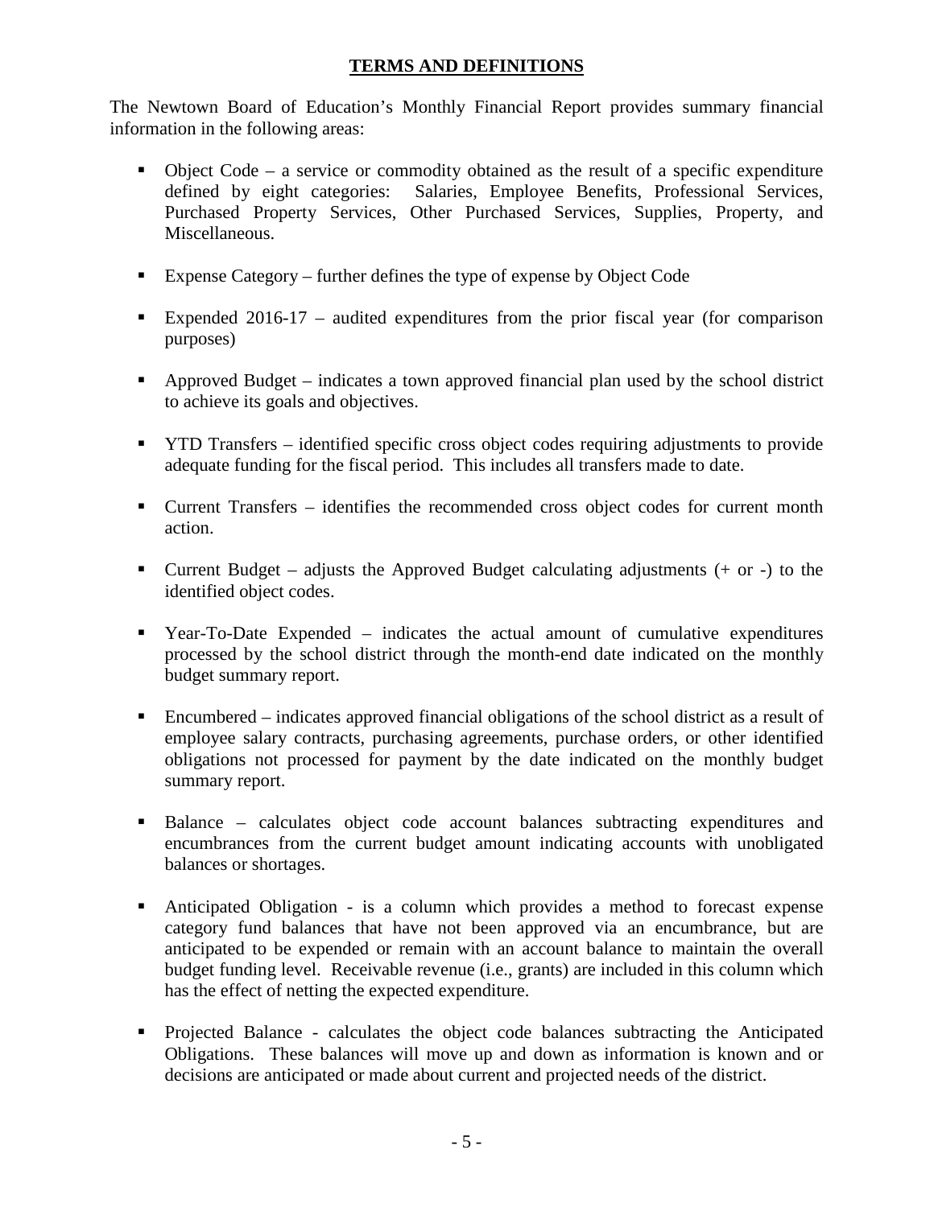## TERMS AND DEFINITIONS

The Newtown Board of Education's Monthly Financial Report provides summary financial information in the following areas:

- Object Code – a service or commodity obtained as the result of a specific expenditure defined by eight categories: Salaries, Employee Benefits, Professional Services, Purchased Property Services, Other Purchased Services, Supplies, Property, and Miscellaneous.

- Expense Category – further defines the type of expense by Object Code

- Expended 2016-17 – audited expenditures from the prior fiscal year (for comparison purposes)

- Approved Budget – indicates a town approved financial plan used by the school district to achieve its goals and objectives.

- YTD Transfers – identified specific cross object codes requiring adjustments to provide adequate funding for the fiscal period. This includes all transfers made to date.

- Current Transfers – identifies the recommended cross object codes for current month action.

- Current Budget – adjusts the Approved Budget calculating adjustments (+ or -) to the identified object codes.

- Year-To-Date Expended – indicates the actual amount of cumulative expenditures processed by the school district through the month-end date indicated on the monthly budget summary report.

- Encumbered – indicates approved financial obligations of the school district as a result of employee salary contracts, purchasing agreements, purchase orders, or other identified obligations not processed for payment by the date indicated on the monthly budget summary report.

- Balance – calculates object code account balances subtracting expenditures and encumbrances from the current budget amount indicating accounts with unobligated balances or shortages.

- Anticipated Obligation - is a column which provides a method to forecast expense category fund balances that have not been approved via an encumbrance, but are anticipated to be expended or remain with an account balance to maintain the overall budget funding level. Receivable revenue (i.e., grants) are included in this column which has the effect of netting the expected expenditure.

- Projected Balance - calculates the object code balances subtracting the Anticipated Obligations. These balances will move up and down as information is known and or decisions are anticipated or made about current and projected needs of the district.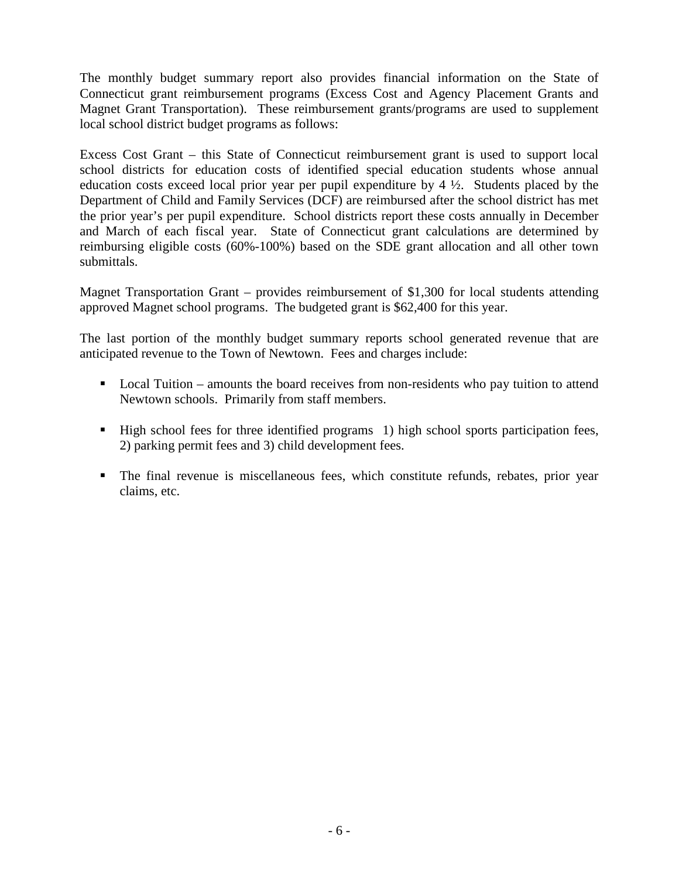The monthly budget summary report also provides financial information on the State of Connecticut grant reimbursement programs (Excess Cost and Agency Placement Grants and Magnet Grant Transportation). These reimbursement grants/programs are used to supplement local school district budget programs as follows:

Excess Cost Grant – this State of Connecticut reimbursement grant is used to support local school districts for education costs of identified special education students whose annual education costs exceed local prior year per pupil expenditure by 4 ½. Students placed by the Department of Child and Family Services (DCF) are reimbursed after the school district has met the prior year's per pupil expenditure. School districts report these costs annually in December and March of each fiscal year. State of Connecticut grant calculations are determined by reimbursing eligible costs (60%-100%) based on the SDE grant allocation and all other town submittals.

Magnet Transportation Grant – provides reimbursement of $1,300 for local students attending approved Magnet school programs. The budgeted grant is $62,400 for this year.

The last portion of the monthly budget summary reports school generated revenue that are anticipated revenue to the Town of Newtown. Fees and charges include:

- Local Tuition – amounts the board receives from non-residents who pay tuition to attend Newtown schools. Primarily from staff members.
- High school fees for three identified programs 1) high school sports participation fees, 2) parking permit fees and 3) child development fees.
- The final revenue is miscellaneous fees, which constitute refunds, rebates, prior year claims, etc.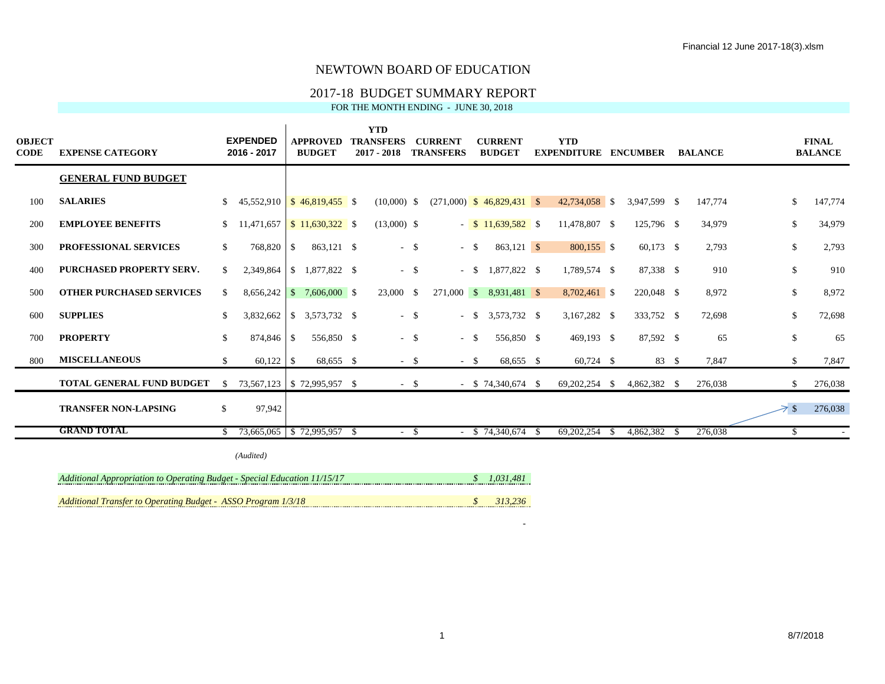# NEWTOWN BOARD OF EDUCATION

## 2017-18 BUDGET SUMMARY REPORT

FOR THE MONTH ENDING - JUNE 30, 2018

| OBJECT CODE | EXPENSE CATEGORY | EXPENDED 2016 - 2017 | APPROVED BUDGET | YTD TRANSFERS 2017 - 2018 | CURRENT TRANSFERS | CURRENT BUDGET | YTD EXPENDITURE | ENCUMBER | BALANCE | FINAL BALANCE |
|---|---|---|---|---|---|---|---|---|---|---|
| | **GENERAL FUND BUDGET** | | | | | | | | | |
| 100 | **SALARIES** | $ 45,552,910 | $ 46,819,455 | $ (10,000) | $ (271,000) | $ 46,829,431 | $ 42,734,058 | $ 3,947,599 | $ 147,774 | $ 147,774 |
| 200 | **EMPLOYEE BENEFITS** | $ 11,471,657 | $ 11,630,322 | $ (13,000) | $ - | $ 11,639,582 | $ 11,478,807 | $ 125,796 | $ 34,979 | $ 34,979 |
| 300 | **PROFESSIONAL SERVICES** | $ 768,820 | $ 863,121 | $ - | $ - | $ 863,121 | $ 800,155 | $ 60,173 | $ 2,793 | $ 2,793 |
| 400 | **PURCHASED PROPERTY SERV.** | $ 2,349,864 | $ 1,877,822 | $ - | $ - | $ 1,877,822 | $ 1,789,574 | $ 87,338 | $ 910 | $ 910 |
| 500 | **OTHER PURCHASED SERVICES** | $ 8,656,242 | $ 7,606,000 | $ 23,000 | $ 271,000 | $ 8,931,481 | $ 8,702,461 | $ 220,048 | $ 8,972 | $ 8,972 |
| 600 | **SUPPLIES** | $ 3,832,662 | $ 3,573,732 | $ - | $ - | $ 3,573,732 | $ 3,167,282 | $ 333,752 | $ 72,698 | $ 72,698 |
| 700 | **PROPERTY** | $ 874,846 | $ 556,850 | $ - | $ - | $ 556,850 | $ 469,193 | $ 87,592 | $ 65 | $ 65 |
| 800 | **MISCELLANEOUS** | $ 60,122 | $ 68,655 | $ - | $ - | $ 68,655 | $ 60,724 | $ 83 | $ 7,847 | $ 7,847 |
| | **TOTAL GENERAL FUND BUDGET** | $ 73,567,123 | $ 72,995,957 | $ - | $ - | $ 74,340,674 | $ 69,202,254 | $ 4,862,382 | $ 276,038 | $ 276,038 |
| | **TRANSFER NON-LAPSING** | $ 97,942 | | | | | | | | $ 276,038 |
| | **GRAND TOTAL** | $ 73,665,065 | $ 72,995,957 | $ - | $ - | $ 74,340,674 | $ 69,202,254 | $ 4,862,382 | $ 276,038 | $ - |
| | | *(Audited)* | | | | | | | | |

*Additional Appropriation to Operating Budget - Special Education 11/15/17* — *$ 1,031,481*

*Additional Transfer to Operating Budget - ASSO Program 1/3/18* — *$ 313,236*

-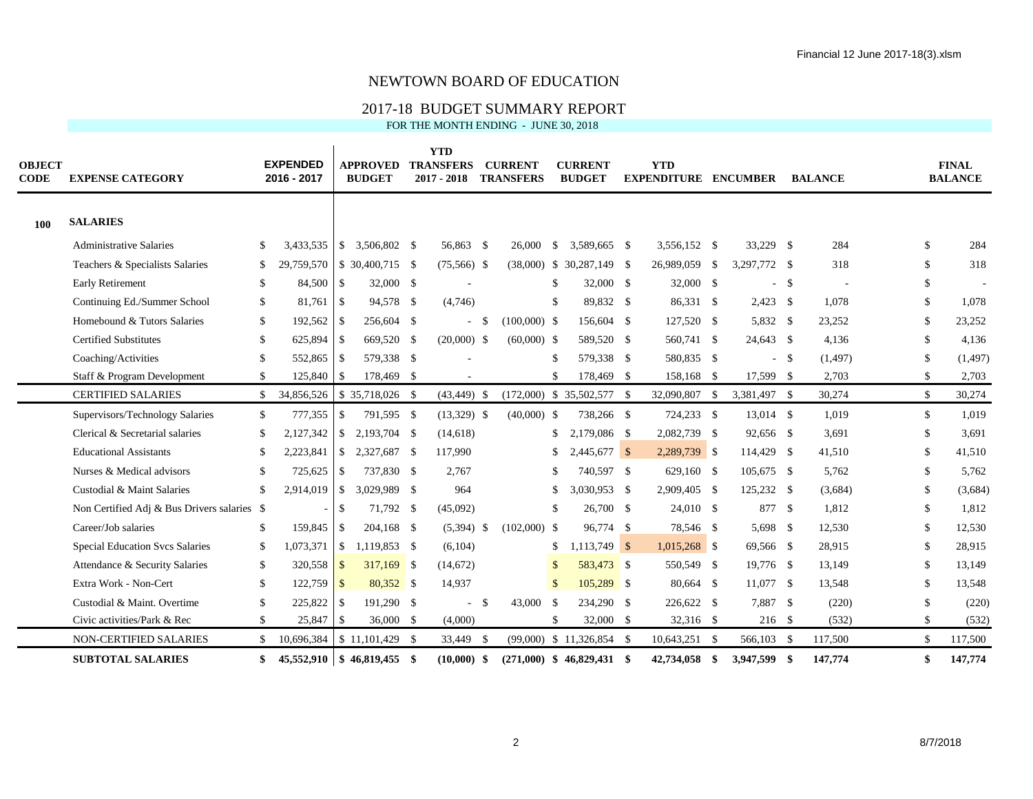# NEWTOWN BOARD OF EDUCATION

## 2017-18 BUDGET SUMMARY REPORT

FOR THE MONTH ENDING - JUNE 30, 2018

| OBJECT CODE | EXPENSE CATEGORY | EXPENDED 2016 - 2017 | APPROVED BUDGET | YTD TRANSFERS 2017 - 2018 | CURRENT TRANSFERS | CURRENT BUDGET | YTD EXPENDITURE | ENCUMBER | BALANCE | FINAL BALANCE |
|---|---|---|---|---|---|---|---|---|---|---|
| **100** | **SALARIES** | | | | | | | | | |
| | Administrative Salaries | $ 3,433,535 | $ 3,506,802 | $ 56,863 | $ 26,000 | $ 3,589,665 | $ 3,556,152 | $ 33,229 | $ 284 | $ 284 |
| | Teachers & Specialists Salaries | $ 29,759,570 | $ 30,400,715 | $ (75,566) | $ (38,000) | $ 30,287,149 | $ 26,989,059 | $ 3,297,772 | $ 318 | $ 318 |
| | Early Retirement | $ 84,500 | $ 32,000 | $ - | | $ 32,000 | $ 32,000 | $ - | $ - | $ - |
| | Continuing Ed./Summer School | $ 81,761 | $ 94,578 | $ (4,746) | | $ 89,832 | $ 86,331 | $ 2,423 | $ 1,078 | $ 1,078 |
| | Homebound & Tutors Salaries | $ 192,562 | $ 256,604 | $ - | $ (100,000) | $ 156,604 | $ 127,520 | $ 5,832 | $ 23,252 | $ 23,252 |
| | Certified Substitutes | $ 625,894 | $ 669,520 | $ (20,000) | $ (60,000) | $ 589,520 | $ 560,741 | $ 24,643 | $ 4,136 | $ 4,136 |
| | Coaching/Activities | $ 552,865 | $ 579,338 | $ - | | $ 579,338 | $ 580,835 | $ - | $ (1,497) | $ (1,497) |
| | Staff & Program Development | $ 125,840 | $ 178,469 | $ - | | $ 178,469 | $ 158,168 | $ 17,599 | $ 2,703 | $ 2,703 |
| | CERTIFIED SALARIES | $ 34,856,526 | $ 35,718,026 | $ (43,449) | $ (172,000) | $ 35,502,577 | $ 32,090,807 | $ 3,381,497 | $ 30,274 | $ 30,274 |
| | Supervisors/Technology Salaries | $ 777,355 | $ 791,595 | $ (13,329) | $ (40,000) | $ 738,266 | $ 724,233 | $ 13,014 | $ 1,019 | $ 1,019 |
| | Clerical & Secretarial salaries | $ 2,127,342 | $ 2,193,704 | $ (14,618) | | $ 2,179,086 | $ 2,082,739 | $ 92,656 | $ 3,691 | $ 3,691 |
| | Educational Assistants | $ 2,223,841 | $ 2,327,687 | $ 117,990 | | $ 2,445,677 | $ 2,289,739 | $ 114,429 | $ 41,510 | $ 41,510 |
| | Nurses & Medical advisors | $ 725,625 | $ 737,830 | $ 2,767 | | $ 740,597 | $ 629,160 | $ 105,675 | $ 5,762 | $ 5,762 |
| | Custodial & Maint Salaries | $ 2,914,019 | $ 3,029,989 | $ 964 | | $ 3,030,953 | $ 2,909,405 | $ 125,232 | $ (3,684) | $ (3,684) |
| | Non Certified Adj & Bus Drivers salaries | $ - | $ 71,792 | $ (45,092) | | $ 26,700 | $ 24,010 | $ 877 | $ 1,812 | $ 1,812 |
| | Career/Job salaries | $ 159,845 | $ 204,168 | $ (5,394) | $ (102,000) | $ 96,774 | $ 78,546 | $ 5,698 | $ 12,530 | $ 12,530 |
| | Special Education Svcs Salaries | $ 1,073,371 | $ 1,119,853 | $ (6,104) | | $ 1,113,749 | $ 1,015,268 | $ 69,566 | $ 28,915 | $ 28,915 |
| | Attendance & Security Salaries | $ 320,558 | $ 317,169 | $ (14,672) | | $ 583,473 | $ 550,549 | $ 19,776 | $ 13,149 | $ 13,149 |
| | Extra Work - Non-Cert | $ 122,759 | $ 80,352 | $ 14,937 | | $ 105,289 | $ 80,664 | $ 11,077 | $ 13,548 | $ 13,548 |
| | Custodial & Maint. Overtime | $ 225,822 | $ 191,290 | $ - | $ 43,000 | $ 234,290 | $ 226,622 | $ 7,887 | $ (220) | $ (220) |
| | Civic activities/Park & Rec | $ 25,847 | $ 36,000 | $ (4,000) | | $ 32,000 | $ 32,316 | $ 216 | $ (532) | $ (532) |
| | NON-CERTIFIED SALARIES | $ 10,696,384 | $ 11,101,429 | $ 33,449 | $ (99,000) | $ 11,326,854 | $ 10,643,251 | $ 566,103 | $ 117,500 | $ 117,500 |
| | **SUBTOTAL SALARIES** | **$ 45,552,910** | **$ 46,819,455** | **$ (10,000)** | **$ (271,000)** | **$ 46,829,431** | **$ 42,734,058** | **$ 3,947,599** | **$ 147,774** | **$ 147,774** |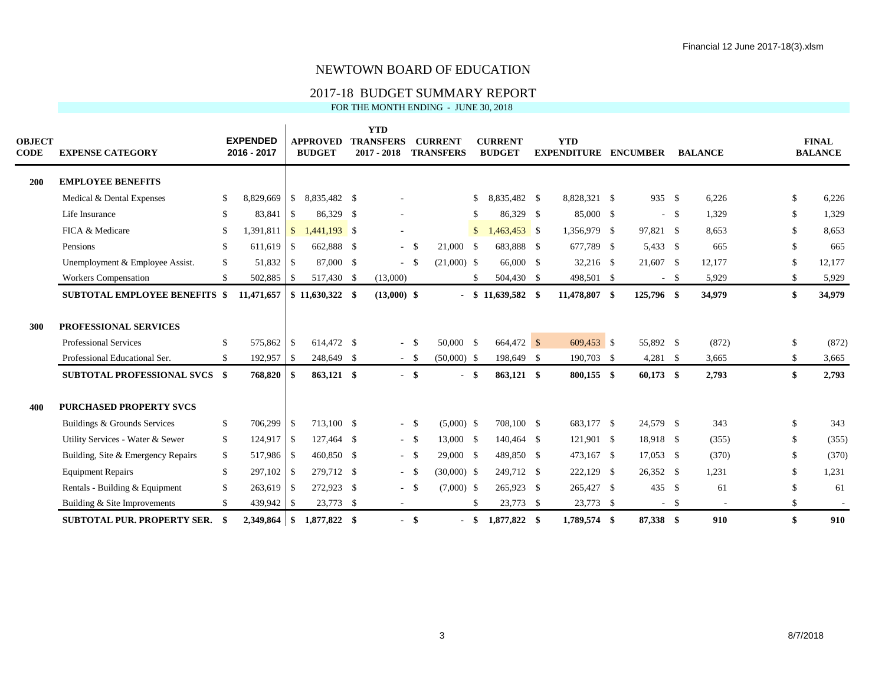# NEWTOWN BOARD OF EDUCATION

## 2017-18 BUDGET SUMMARY REPORT

FOR THE MONTH ENDING - JUNE 30, 2018

| OBJECT CODE | EXPENSE CATEGORY | EXPENDED 2016 - 2017 | APPROVED BUDGET | YTD TRANSFERS 2017 - 2018 | CURRENT TRANSFERS | CURRENT BUDGET | YTD EXPENDITURE | ENCUMBER | BALANCE | FINAL BALANCE |
|---|---|---|---|---|---|---|---|---|---|---|
| **200** | **EMPLOYEE BENEFITS** | | | | | | | | | |
| | Medical & Dental Expenses | $ 8,829,669 | $ 8,835,482 | $ - | | $ 8,835,482 | $ 8,828,321 | $ 935 | $ 6,226 | $ 6,226 |
| | Life Insurance | $ 83,841 | $ 86,329 | $ - | | $ 86,329 | $ 85,000 | $ - | $ 1,329 | $ 1,329 |
| | FICA & Medicare | $ 1,391,811 | $ 1,441,193 | $ - | | $ 1,463,453 | $ 1,356,979 | $ 97,821 | $ 8,653 | $ 8,653 |
| | Pensions | $ 611,619 | $ 662,888 | $ - | $ 21,000 | $ 683,888 | $ 677,789 | $ 5,433 | $ 665 | $ 665 |
| | Unemployment & Employee Assist. | $ 51,832 | $ 87,000 | $ - | $ (21,000) | $ 66,000 | $ 32,216 | $ 21,607 | $ 12,177 | $ 12,177 |
| | Workers Compensation | $ 502,885 | $ 517,430 | $ (13,000) | | $ 504,430 | $ 498,501 | $ - | $ 5,929 | $ 5,929 |
| | **SUBTOTAL EMPLOYEE BENEFITS** | **$ 11,471,657** | **$ 11,630,322** | **$ (13,000)** | **$ -** | **$ 11,639,582** | **$ 11,478,807** | **$ 125,796** | **$ 34,979** | **$ 34,979** |
| **300** | **PROFESSIONAL SERVICES** | | | | | | | | | |
| | Professional Services | $ 575,862 | $ 614,472 | $ - | $ 50,000 | $ 664,472 | $ 609,453 | $ 55,892 | $ (872) | $ (872) |
| | Professional Educational Ser. | $ 192,957 | $ 248,649 | $ - | $ (50,000) | $ 198,649 | $ 190,703 | $ 4,281 | $ 3,665 | $ 3,665 |
| | **SUBTOTAL PROFESSIONAL SVCS** | **$ 768,820** | **$ 863,121** | **$ -** | **$ -** | **$ 863,121** | **$ 800,155** | **$ 60,173** | **$ 2,793** | **$ 2,793** |
| **400** | **PURCHASED PROPERTY SVCS** | | | | | | | | | |
| | Buildings & Grounds Services | $ 706,299 | $ 713,100 | $ - | $ (5,000) | $ 708,100 | $ 683,177 | $ 24,579 | $ 343 | $ 343 |
| | Utility Services - Water & Sewer | $ 124,917 | $ 127,464 | $ - | $ 13,000 | $ 140,464 | $ 121,901 | $ 18,918 | $ (355) | $ (355) |
| | Building, Site & Emergency Repairs | $ 517,986 | $ 460,850 | $ - | $ 29,000 | $ 489,850 | $ 473,167 | $ 17,053 | $ (370) | $ (370) |
| | Equipment Repairs | $ 297,102 | $ 279,712 | $ - | $ (30,000) | $ 249,712 | $ 222,129 | $ 26,352 | $ 1,231 | $ 1,231 |
| | Rentals - Building & Equipment | $ 263,619 | $ 272,923 | $ - | $ (7,000) | $ 265,923 | $ 265,427 | $ 435 | $ 61 | $ 61 |
| | Building & Site Improvements | $ 439,942 | $ 23,773 | $ - | | $ 23,773 | $ 23,773 | $ - | $ - | $ - |
| | **SUBTOTAL PUR. PROPERTY SER.** | **$ 2,349,864** | **$ 1,877,822** | **$ -** | **$ -** | **$ 1,877,822** | **$ 1,789,574** | **$ 87,338** | **$ 910** | **$ 910** |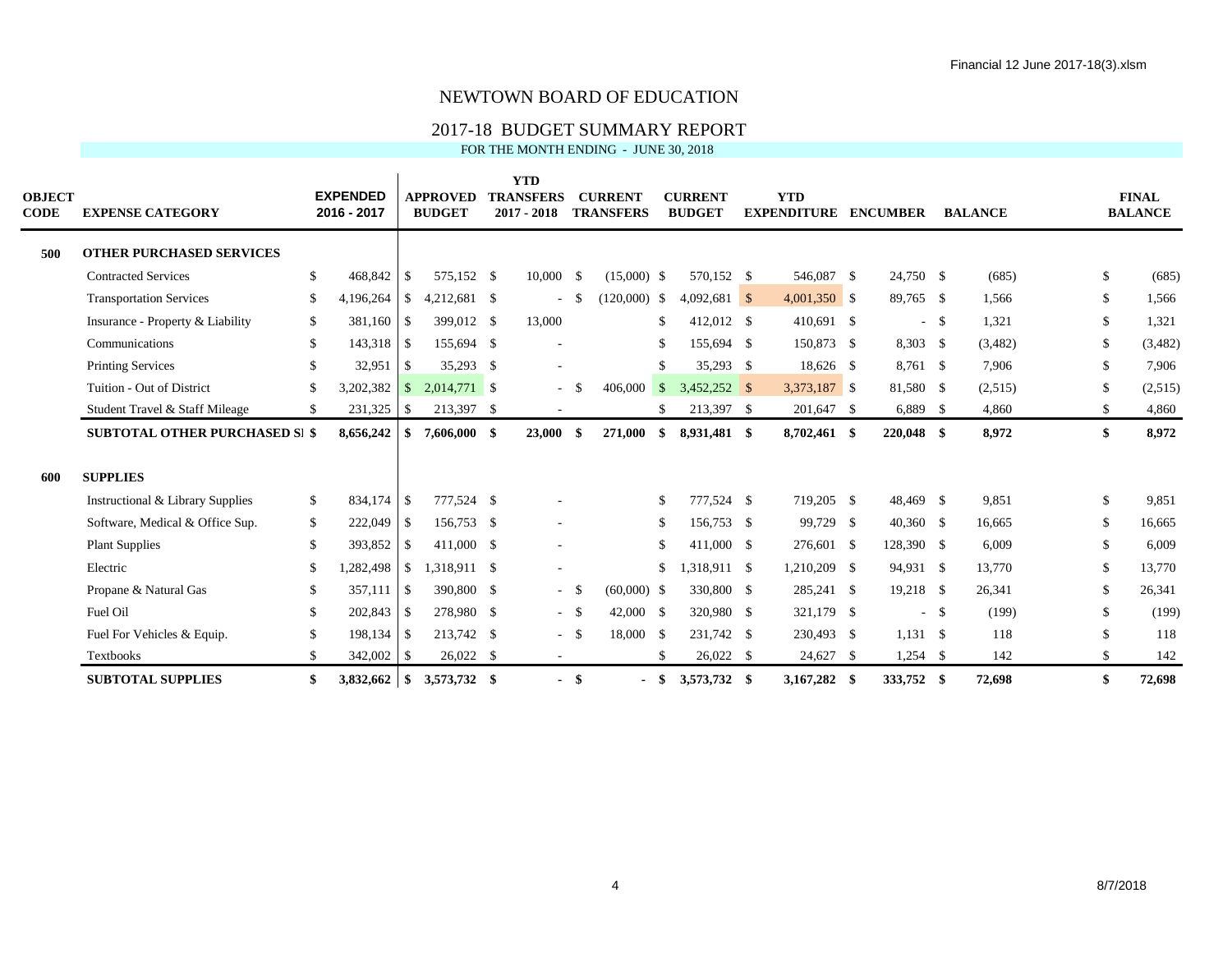# NEWTOWN BOARD OF EDUCATION

## 2017-18 BUDGET SUMMARY REPORT

FOR THE MONTH ENDING - JUNE 30, 2018

| OBJECT CODE | EXPENSE CATEGORY | EXPENDED 2016 - 2017 | APPROVED BUDGET | YTD TRANSFERS 2017 - 2018 | CURRENT TRANSFERS | CURRENT BUDGET | YTD EXPENDITURE | ENCUMBER | BALANCE | FINAL BALANCE |
|---|---|---|---|---|---|---|---|---|---|---|
| **500** | **OTHER PURCHASED SERVICES** | | | | | | | | | |
| | Contracted Services | $ 468,842 | $ 575,152 | $ 10,000 | $ (15,000) | $ 570,152 | $ 546,087 | $ 24,750 | $ (685) | $ (685) |
| | Transportation Services | $ 4,196,264 | $ 4,212,681 | $ - | $ (120,000) | $ 4,092,681 | $ 4,001,350 | $ 89,765 | $ 1,566 | $ 1,566 |
| | Insurance - Property & Liability | $ 381,160 | $ 399,012 | $ 13,000 | | $ 412,012 | $ 410,691 | $ - | $ 1,321 | $ 1,321 |
| | Communications | $ 143,318 | $ 155,694 | $ - | | $ 155,694 | $ 150,873 | $ 8,303 | $ (3,482) | $ (3,482) |
| | Printing Services | $ 32,951 | $ 35,293 | $ - | | $ 35,293 | $ 18,626 | $ 8,761 | $ 7,906 | $ 7,906 |
| | Tuition - Out of District | $ 3,202,382 | $ 2,014,771 | $ - | $ 406,000 | $ 3,452,252 | $ 3,373,187 | $ 81,580 | $ (2,515) | $ (2,515) |
| | Student Travel & Staff Mileage | $ 231,325 | $ 213,397 | $ - | | $ 213,397 | $ 201,647 | $ 6,889 | $ 4,860 | $ 4,860 |
| | **SUBTOTAL OTHER PURCHASED SI** | **$ 8,656,242** | **$ 7,606,000** | **$ 23,000** | **$ 271,000** | **$ 8,931,481** | **$ 8,702,461** | **$ 220,048** | **$ 8,972** | **$ 8,972** |
| **600** | **SUPPLIES** | | | | | | | | | |
| | Instructional & Library Supplies | $ 834,174 | $ 777,524 | $ - | | $ 777,524 | $ 719,205 | $ 48,469 | $ 9,851 | $ 9,851 |
| | Software, Medical & Office Sup. | $ 222,049 | $ 156,753 | $ - | | $ 156,753 | $ 99,729 | $ 40,360 | $ 16,665 | $ 16,665 |
| | Plant Supplies | $ 393,852 | $ 411,000 | $ - | | $ 411,000 | $ 276,601 | $ 128,390 | $ 6,009 | $ 6,009 |
| | Electric | $ 1,282,498 | $ 1,318,911 | $ - | | $ 1,318,911 | $ 1,210,209 | $ 94,931 | $ 13,770 | $ 13,770 |
| | Propane & Natural Gas | $ 357,111 | $ 390,800 | $ - | $ (60,000) | $ 330,800 | $ 285,241 | $ 19,218 | $ 26,341 | $ 26,341 |
| | Fuel Oil | $ 202,843 | $ 278,980 | $ - | $ 42,000 | $ 320,980 | $ 321,179 | $ - | $ (199) | $ (199) |
| | Fuel For Vehicles & Equip. | $ 198,134 | $ 213,742 | $ - | $ 18,000 | $ 231,742 | $ 230,493 | $ 1,131 | $ 118 | $ 118 |
| | Textbooks | $ 342,002 | $ 26,022 | $ - | | $ 26,022 | $ 24,627 | $ 1,254 | $ 142 | $ 142 |
| | **SUBTOTAL SUPPLIES** | **$ 3,832,662** | **$ 3,573,732** | **$ -** | **$ -** | **$ 3,573,732** | **$ 3,167,282** | **$ 333,752** | **$ 72,698** | **$ 72,698** |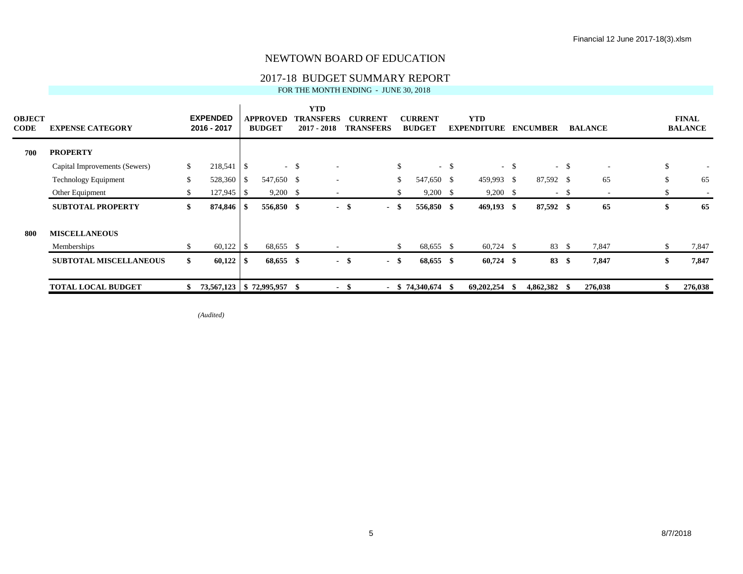# NEWTOWN BOARD OF EDUCATION

## 2017-18 BUDGET SUMMARY REPORT

FOR THE MONTH ENDING - JUNE 30, 2018

| OBJECT CODE | EXPENSE CATEGORY | EXPENDED 2016 - 2017 | APPROVED BUDGET | YTD TRANSFERS 2017 - 2018 | CURRENT TRANSFERS | CURRENT BUDGET | YTD EXPENDITURE | ENCUMBER | BALANCE | FINAL BALANCE |
|---|---|---|---|---|---|---|---|---|---|---|
| **700** | **PROPERTY** | | | | | | | | | |
| | Capital Improvements (Sewers) | $ 218,541 | $ - | $ - | | $ - | $ - | $ - | $ - | $ - |
| | Technology Equipment | $ 528,360 | $ 547,650 | $ - | | $ 547,650 | $ 459,993 | $ 87,592 | $ 65 | $ 65 |
| | Other Equipment | $ 127,945 | $ 9,200 | $ - | | $ 9,200 | $ 9,200 | $ - | $ - | $ - |
| | **SUBTOTAL PROPERTY** | **$ 874,846** | **$ 556,850** | **$ -** | **$ -** | **$ 556,850** | **$ 469,193** | **$ 87,592** | **$ 65** | **$ 65** |
| **800** | **MISCELLANEOUS** | | | | | | | | | |
| | Memberships | $ 60,122 | $ 68,655 | $ - | | $ 68,655 | $ 60,724 | $ 83 | $ 7,847 | $ 7,847 |
| | **SUBTOTAL MISCELLANEOUS** | **$ 60,122** | **$ 68,655** | **$ -** | **$ -** | **$ 68,655** | **$ 60,724** | **$ 83** | **$ 7,847** | **$ 7,847** |
| | **TOTAL LOCAL BUDGET** | **$ 73,567,123** | **$ 72,995,957** | **$ -** | **$ -** | **$ 74,340,674** | **$ 69,202,254** | **$ 4,862,382** | **$ 276,038** | **$ 276,038** |

*(Audited)*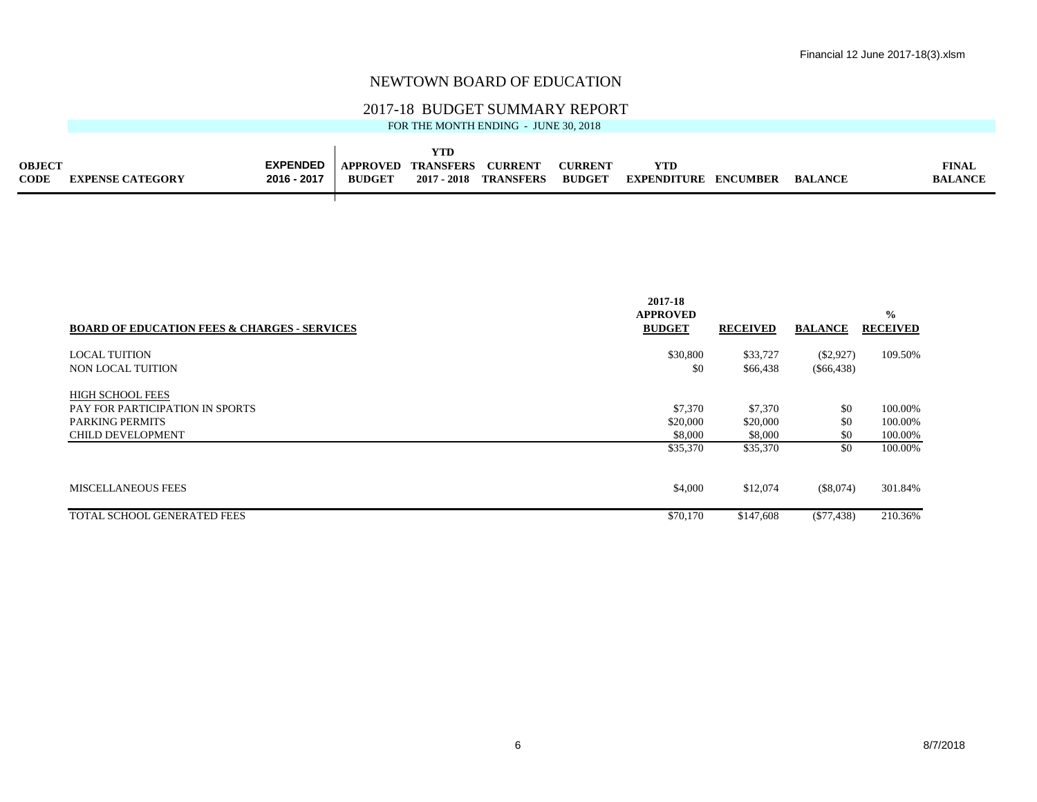# NEWTOWN BOARD OF EDUCATION

## 2017-18 BUDGET SUMMARY REPORT

FOR THE MONTH ENDING - JUNE 30, 2018

| OBJECT CODE | EXPENSE CATEGORY | EXPENDED 2016 - 2017 | APPROVED BUDGET | YTD TRANSFERS 2017 - 2018 | CURRENT TRANSFERS | CURRENT BUDGET | YTD EXPENDITURE | ENCUMBER | BALANCE | FINAL BALANCE |
|---|---|---|---|---|---|---|---|---|---|---|

| BOARD OF EDUCATION FEES & CHARGES - SERVICES | 2017-18 APPROVED BUDGET | RECEIVED | BALANCE | % RECEIVED |
|---|---|---|---|---|
| LOCAL TUITION | $30,800 | $33,727 | ($2,927) | 109.50% |
| NON LOCAL TUITION | $0 | $66,438 | ($66,438) | |
| HIGH SCHOOL FEES | | | | |
| PAY FOR PARTICIPATION IN SPORTS | $7,370 | $7,370 | $0 | 100.00% |
| PARKING PERMITS | $20,000 | $20,000 | $0 | 100.00% |
| CHILD DEVELOPMENT | $8,000 | $8,000 | $0 | 100.00% |
| | $35,370 | $35,370 | $0 | 100.00% |
| MISCELLANEOUS FEES | $4,000 | $12,074 | ($8,074) | 301.84% |
| TOTAL SCHOOL GENERATED FEES | $70,170 | $147,608 | ($77,438) | 210.36% |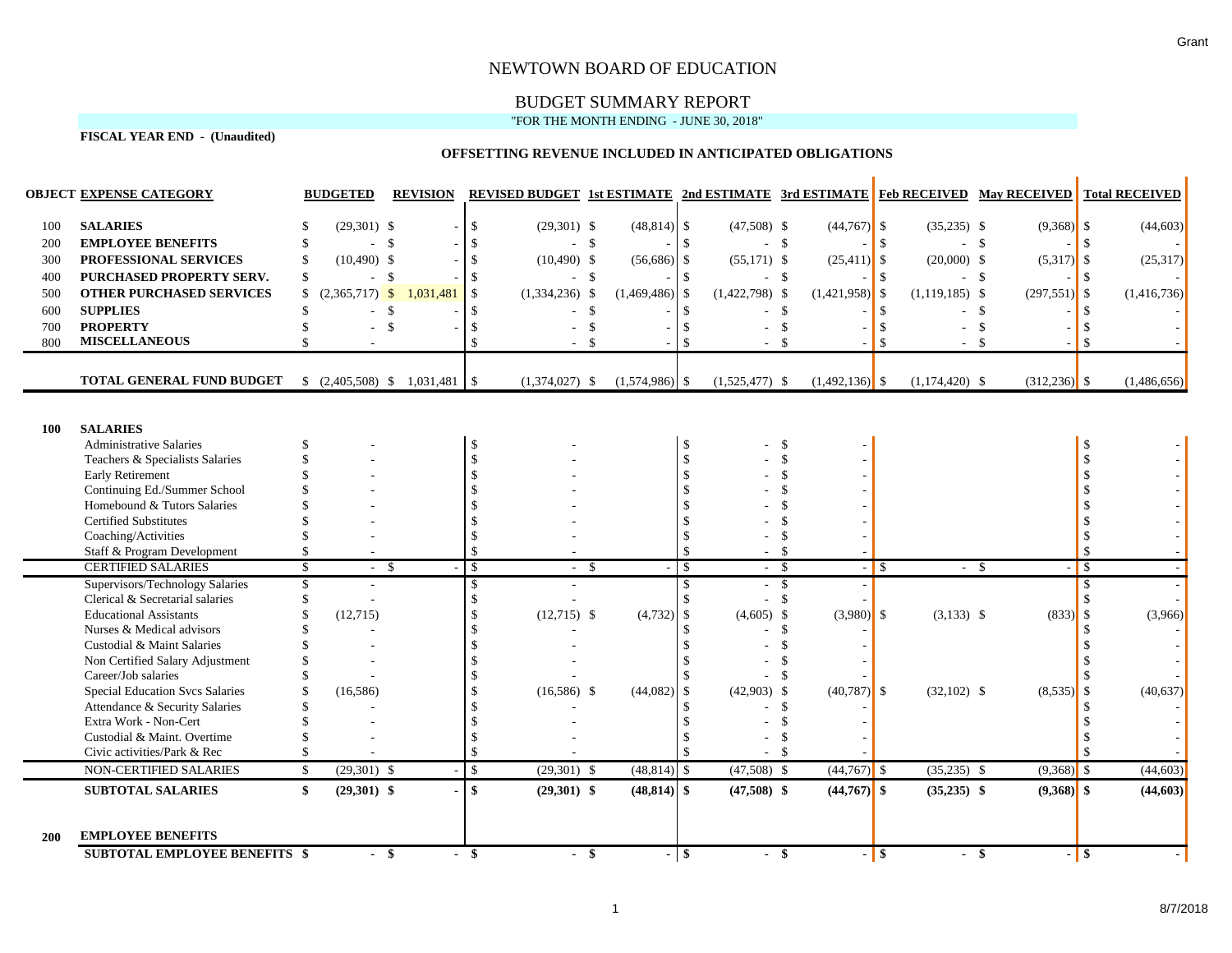Grant

# NEWTOWN BOARD OF EDUCATION

## BUDGET SUMMARY REPORT

"FOR THE MONTH ENDING - JUNE 30, 2018"

**FISCAL YEAR END - (Unaudited)**

**OFFSETTING REVENUE INCLUDED IN ANTICIPATED OBLIGATIONS**

| OBJECT | EXPENSE CATEGORY | BUDGETED | REVISION | REVISED BUDGET | 1st ESTIMATE | 2nd ESTIMATE | 3rd ESTIMATE | Feb RECEIVED | May RECEIVED | Total RECEIVED |
|---|---|---|---|---|---|---|---|---|---|---|
| 100 | **SALARIES** | $ (29,301) | $ - | $ (29,301) | $ (48,814) | $ (47,508) | $ (44,767) | $ (35,235) | $ (9,368) | $ (44,603) |
| 200 | **EMPLOYEE BENEFITS** | $ - | $ - | $ - | $ - | $ - | $ - | $ - | $ - | $ - |
| 300 | **PROFESSIONAL SERVICES** | $ (10,490) | $ - | $ (10,490) | $ (56,686) | $ (55,171) | $ (25,411) | $ (20,000) | $ (5,317) | $ (25,317) |
| 400 | **PURCHASED PROPERTY SERV.** | $ - | $ - | $ - | $ - | $ - | $ - | $ - | $ - | $ - |
| 500 | **OTHER PURCHASED SERVICES** | $ (2,365,717) | $ 1,031,481 | $ (1,334,236) | $ (1,469,486) | $ (1,422,798) | $ (1,421,958) | $ (1,119,185) | $ (297,551) | $ (1,416,736) |
| 600 | **SUPPLIES** | $ - | $ - | $ - | $ - | $ - | $ - | $ - | $ - | $ - |
| 700 | **PROPERTY** | $ - | $ - | $ - | $ - | $ - | $ - | $ - | $ - | $ - |
| 800 | **MISCELLANEOUS** | $ - | | $ - | $ - | $ - | $ - | $ - | $ - | $ - |
| | **TOTAL GENERAL FUND BUDGET** | $ (2,405,508) | $ 1,031,481 | $ (1,374,027) | $ (1,574,986) | $ (1,525,477) | $ (1,492,136) | $ (1,174,420) | $ (312,236) | $ (1,486,656) |

| OBJECT | EXPENSE CATEGORY | BUDGETED | REVISION | REVISED BUDGET | 1st ESTIMATE | 2nd ESTIMATE | 3rd ESTIMATE | Feb RECEIVED | May RECEIVED | Total RECEIVED |
|---|---|---|---|---|---|---|---|---|---|---|
| **100** | **SALARIES** | | | | | | | | | |
| | Administrative Salaries | $ - | | $ - | | $ - | $ - | | | $ - |
| | Teachers & Specialists Salaries | $ - | | $ - | | $ - | $ - | | | $ - |
| | Early Retirement | $ - | | $ - | | $ - | $ - | | | $ - |
| | Continuing Ed./Summer School | $ - | | $ - | | $ - | $ - | | | $ - |
| | Homebound & Tutors Salaries | $ - | | $ - | | $ - | $ - | | | $ - |
| | Certified Substitutes | $ - | | $ - | | $ - | $ - | | | $ - |
| | Coaching/Activities | $ - | | $ - | | $ - | $ - | | | $ - |
| | Staff & Program Development | $ - | | $ - | | $ - | $ - | | | $ - |
| | CERTIFIED SALARIES | $ - | $ - | $ - | $ - | $ - | $ - | $ - | $ - | $ - |
| | Supervisors/Technology Salaries | $ - | | $ - | | $ - | $ - | | | $ - |
| | Clerical & Secretarial salaries | $ - | | $ - | | $ - | $ - | | | $ - |
| | Educational Assistants | $ (12,715) | | $ (12,715) | $ (4,732) | $ (4,605) | $ (3,980) | $ (3,133) | $ (833) | $ (3,966) |
| | Nurses & Medical advisors | $ - | | $ - | | $ - | $ - | | | $ - |
| | Custodial & Maint Salaries | $ - | | $ - | | $ - | $ - | | | $ - |
| | Non Certified Salary Adjustment | $ - | | $ - | | $ - | $ - | | | $ - |
| | Career/Job salaries | $ - | | $ - | | $ - | $ - | | | $ - |
| | Special Education Svcs Salaries | $ (16,586) | | $ (16,586) | $ (44,082) | $ (42,903) | $ (40,787) | $ (32,102) | $ (8,535) | $ (40,637) |
| | Attendance & Security Salaries | $ - | | $ - | | $ - | $ - | | | $ - |
| | Extra Work - Non-Cert | $ - | | $ - | | $ - | $ - | | | $ - |
| | Custodial & Maint. Overtime | $ - | | $ - | | $ - | $ - | | | $ - |
| | Civic activities/Park & Rec | $ - | | $ - | | $ - | $ - | | | $ - |
| | NON-CERTIFIED SALARIES | $ (29,301) | $ - | $ (29,301) | $ (48,814) | $ (47,508) | $ (44,767) | $ (35,235) | $ (9,368) | $ (44,603) |
| | **SUBTOTAL SALARIES** | **$ (29,301)** | **$ -** | **$ (29,301)** | **$ (48,814)** | **$ (47,508)** | **$ (44,767)** | **$ (35,235)** | **$ (9,368)** | **$ (44,603)** |
| **200** | **EMPLOYEE BENEFITS** | | | | | | | | | |
| | **SUBTOTAL EMPLOYEE BENEFITS** | **$ -** | **$ -** | **$ -** | **$ -** | **$ -** | **$ -** | **$ -** | **$ -** | **$ -** |

8/7/2018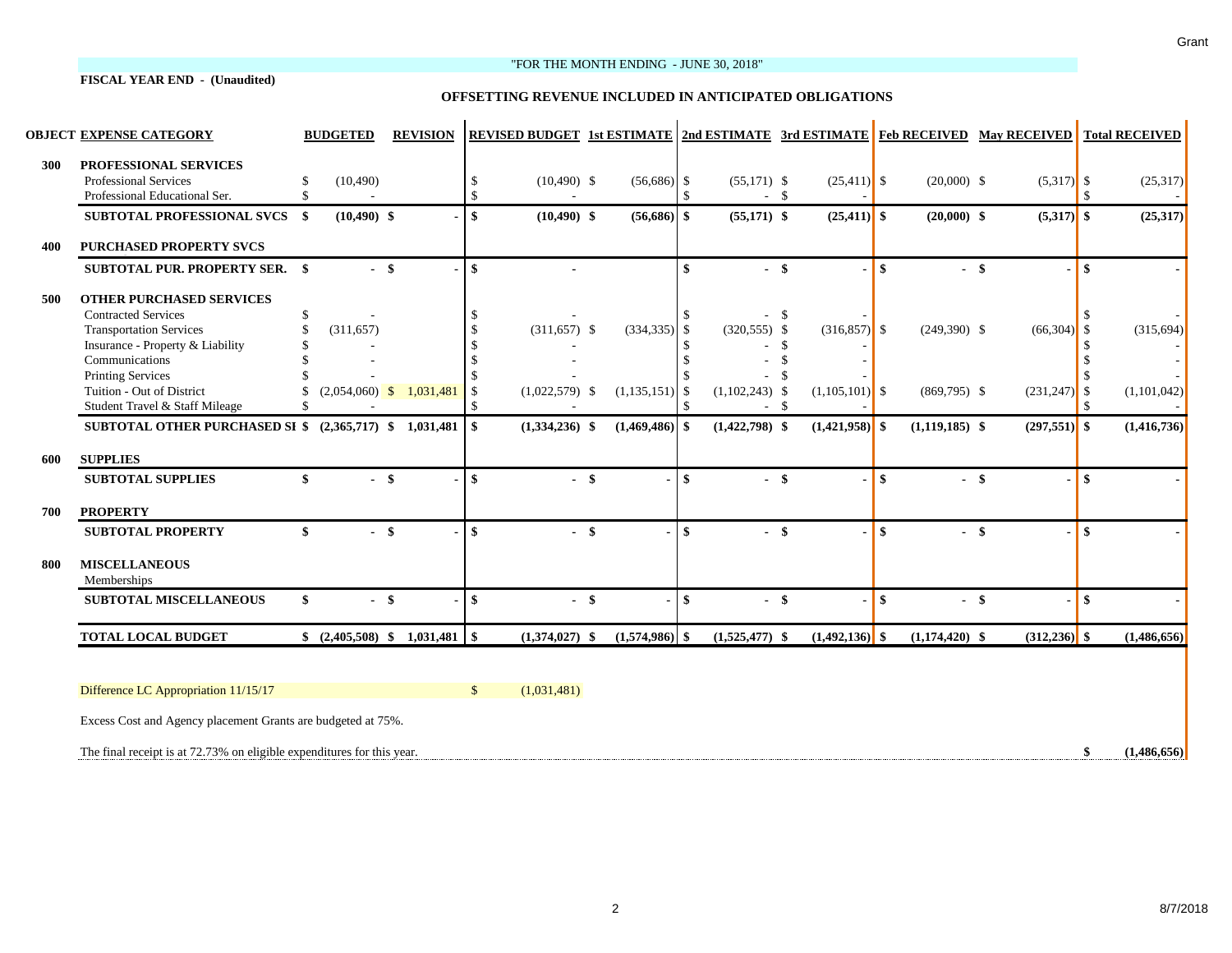"FOR THE MONTH ENDING - JUNE 30, 2018"

**FISCAL YEAR END - (Unaudited)**

**OFFSETTING REVENUE INCLUDED IN ANTICIPATED OBLIGATIONS**

| OBJECT | EXPENSE CATEGORY | BUDGETED | REVISION | REVISED BUDGET | 1st ESTIMATE | 2nd ESTIMATE | 3rd ESTIMATE | Feb RECEIVED | May RECEIVED | Total RECEIVED |
|---|---|---|---|---|---|---|---|---|---|---|
| 300 | **PROFESSIONAL SERVICES** | | | | | | | | | |
| | Professional Services | $ (10,490) | | $ (10,490) | $ (56,686) | $ (55,171) | $ (25,411) | $ (20,000) | $ (5,317) | $ (25,317) |
| | Professional Educational Ser. | $ - | | $ - | | $ - | $ - | | | $ - |
| | **SUBTOTAL PROFESSIONAL SVCS** | **$ (10,490)** | **$ -** | **$ (10,490)** | **$ (56,686)** | **$ (55,171)** | **$ (25,411)** | **$ (20,000)** | **$ (5,317)** | **$ (25,317)** |
| 400 | **PURCHASED PROPERTY SVCS** | | | | | | | | | |
| | **SUBTOTAL PUR. PROPERTY SER.** | **$ -** | **$ -** | **$ -** | | **$ -** | **$ -** | **$ -** | **$ -** | **$ -** |
| 500 | **OTHER PURCHASED SERVICES** | | | | | | | | | |
| | Contracted Services | $ - | | $ - | | $ - | $ - | | | $ - |
| | Transportation Services | $ (311,657) | | $ (311,657) | $ (334,335) | $ (320,555) | $ (316,857) | $ (249,390) | $ (66,304) | $ (315,694) |
| | Insurance - Property & Liability | $ - | | $ - | | $ - | $ - | | | $ - |
| | Communications | $ - | | $ - | | $ - | $ - | | | $ - |
| | Printing Services | $ - | | $ - | | $ - | $ - | | | $ - |
| | Tuition - Out of District | $ (2,054,060) | $ 1,031,481 | $ (1,022,579) | $ (1,135,151) | $ (1,102,243) | $ (1,105,101) | $ (869,795) | $ (231,247) | $ (1,101,042) |
| | Student Travel & Staff Mileage | $ - | | $ - | | $ - | $ - | | | $ - |
| | **SUBTOTAL OTHER PURCHASED SI** | **$ (2,365,717)** | **$ 1,031,481** | **$ (1,334,236)** | **$ (1,469,486)** | **$ (1,422,798)** | **$ (1,421,958)** | **$ (1,119,185)** | **$ (297,551)** | **$ (1,416,736)** |
| 600 | **SUPPLIES** | | | | | | | | | |
| | **SUBTOTAL SUPPLIES** | **$ -** | **$ -** | **$ -** | **$ -** | **$ -** | **$ -** | **$ -** | **$ -** | **$ -** |
| 700 | **PROPERTY** | | | | | | | | | |
| | **SUBTOTAL PROPERTY** | **$ -** | **$ -** | **$ -** | **$ -** | **$ -** | **$ -** | **$ -** | **$ -** | **$ -** |
| 800 | **MISCELLANEOUS** | | | | | | | | | |
| | Memberships | | | | | | | | | |
| | **SUBTOTAL MISCELLANEOUS** | **$ -** | **$ -** | **$ -** | **$ -** | **$ -** | **$ -** | **$ -** | **$ -** | **$ -** |
| | **TOTAL LOCAL BUDGET** | **$ (2,405,508)** | **$ 1,031,481** | **$ (1,374,027)** | **$ (1,574,986)** | **$ (1,525,477)** | **$ (1,492,136)** | **$ (1,174,420)** | **$ (312,236)** | **$ (1,486,656)** |

Difference LC Appropriation 11/15/17 $ (1,031,481)

Excess Cost and Agency placement Grants are budgeted at 75%.

The final receipt is at 72.73% on eligible expenditures for this year. **$ (1,486,656)**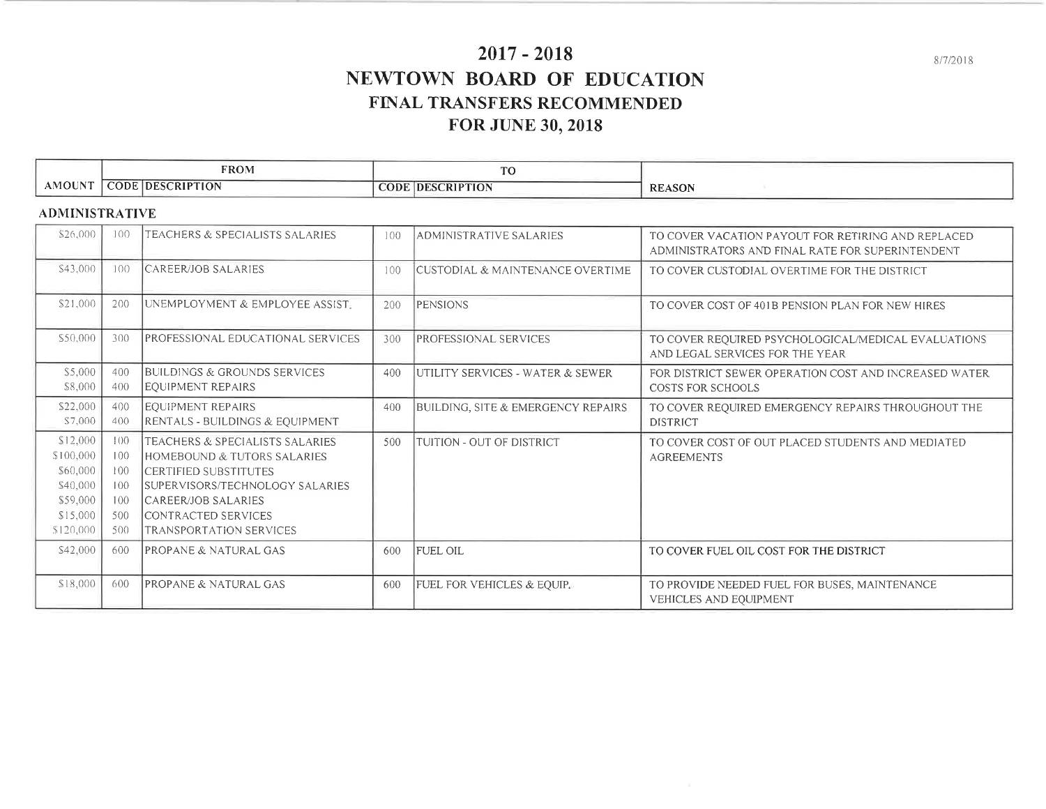# 2017 - 2018
# NEWTOWN BOARD OF EDUCATION
## FINAL TRANSFERS RECOMMENDED
## FOR JUNE 30, 2018

8/7/2018

| | FROM | | TO | | |
|---|---|---|---|---|---|
| AMOUNT | CODE | DESCRIPTION | CODE | DESCRIPTION | REASON |
| **ADMINISTRATIVE** | | | | | |
| $26,000 | 100 | TEACHERS & SPECIALISTS SALARIES | 100 | ADMINISTRATIVE SALARIES | TO COVER VACATION PAYOUT FOR RETIRING AND REPLACED ADMINISTRATORS AND FINAL RATE FOR SUPERINTENDENT |
| $43,000 | 100 | CAREER/JOB SALARIES | 100 | CUSTODIAL & MAINTENANCE OVERTIME | TO COVER CUSTODIAL OVERTIME FOR THE DISTRICT |
| $21,000 | 200 | UNEMPLOYMENT & EMPLOYEE ASSIST. | 200 | PENSIONS | TO COVER COST OF 401B PENSION PLAN FOR NEW HIRES |
| $50,000 | 300 | PROFESSIONAL EDUCATIONAL SERVICES | 300 | PROFESSIONAL SERVICES | TO COVER REQUIRED PSYCHOLOGICAL/MEDICAL EVALUATIONS AND LEGAL SERVICES FOR THE YEAR |
| $5,000<br>$8,000 | 400<br>400 | BUILDINGS & GROUNDS SERVICES<br>EQUIPMENT REPAIRS | 400 | UTILITY SERVICES - WATER & SEWER | FOR DISTRICT SEWER OPERATION COST AND INCREASED WATER COSTS FOR SCHOOLS |
| $22,000<br>$7,000 | 400<br>400 | EQUIPMENT REPAIRS<br>RENTALS - BUILDINGS & EQUIPMENT | 400 | BUILDING, SITE & EMERGENCY REPAIRS | TO COVER REQUIRED EMERGENCY REPAIRS THROUGHOUT THE DISTRICT |
| $12,000<br>$100,000<br>$60,000<br>$40,000<br>$59,000<br>$15,000<br>$120,000 | 100<br>100<br>100<br>100<br>100<br>500<br>500 | TEACHERS & SPECIALISTS SALARIES<br>HOMEBOUND & TUTORS SALARIES<br>CERTIFIED SUBSTITUTES<br>SUPERVISORS/TECHNOLOGY SALARIES<br>CAREER/JOB SALARIES<br>CONTRACTED SERVICES<br>TRANSPORTATION SERVICES | 500 | TUITION - OUT OF DISTRICT | TO COVER COST OF OUT PLACED STUDENTS AND MEDIATED AGREEMENTS |
| $42,000 | 600 | PROPANE & NATURAL GAS | 600 | FUEL OIL | TO COVER FUEL OIL COST FOR THE DISTRICT |
| $18,000 | 600 | PROPANE & NATURAL GAS | 600 | FUEL FOR VEHICLES & EQUIP. | TO PROVIDE NEEDED FUEL FOR BUSES, MAINTENANCE VEHICLES AND EQUIPMENT |